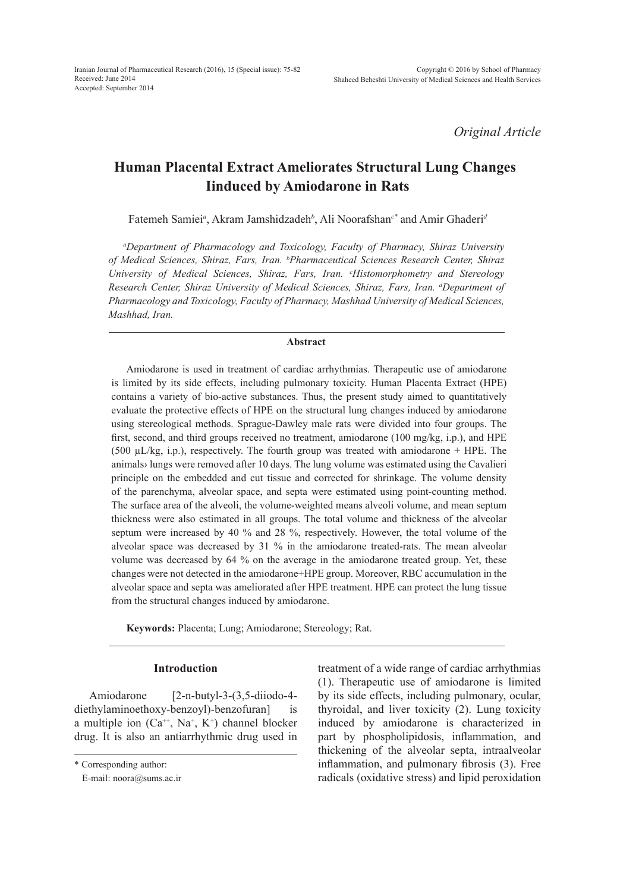*Original Article*

# Human Placental Extract Ameliorates Structural Lung Changes Iinduced by Amiodarone in Rats

Fatemeh Samiei[a], Akram Jamshidzadeh[b], Ali Noorafshan[c*] and Amir Ghaderi[d]

*[a]Department of Pharmacology and Toxicology, Faculty of Pharmacy, Shiraz University of Medical Sciences, Shiraz, Fars, Iran. [b]Pharmaceutical Sciences Research Center, Shiraz University of Medical Sciences, Shiraz, Fars, Iran. [c]Histomorphometry and Stereology Research Center, Shiraz University of Medical Sciences, Shiraz, Fars, Iran. [d]Department of Pharmacology and Toxicology, Faculty of Pharmacy, Mashhad University of Medical Sciences, Mashhad, Iran.*

## Abstract

Amiodarone is used in treatment of cardiac arrhythmias. Therapeutic use of amiodarone is limited by its side effects, including pulmonary toxicity. Human Placenta Extract (HPE) contains a variety of bio-active substances. Thus, the present study aimed to quantitatively evaluate the protective effects of HPE on the structural lung changes induced by amiodarone using stereological methods. Sprague-Dawley male rats were divided into four groups. The first, second, and third groups received no treatment, amiodarone (100 mg/kg, i.p.), and HPE (500 µL/kg, i.p.), respectively. The fourth group was treated with amiodarone + HPE. The animals› lungs were removed after 10 days. The lung volume was estimated using the Cavalieri principle on the embedded and cut tissue and corrected for shrinkage. The volume density of the parenchyma, alveolar space, and septa were estimated using point-counting method. The surface area of the alveoli, the volume-weighted means alveoli volume, and mean septum thickness were also estimated in all groups. The total volume and thickness of the alveolar septum were increased by 40 % and 28 %, respectively. However, the total volume of the alveolar space was decreased by 31 % in the amiodarone treated-rats. The mean alveolar volume was decreased by 64 % on the average in the amiodarone treated group. Yet, these changes were not detected in the amiodarone+HPE group. Moreover, RBC accumulation in the alveolar space and septa was ameliorated after HPE treatment. HPE can protect the lung tissue from the structural changes induced by amiodarone.

**Keywords:** Placenta; Lung; Amiodarone; Stereology; Rat.

## Introduction

Amiodarone [2-n-butyl-3-(3,5-diiodo-4-diethylaminoethoxy-benzoyl)-benzofuran] is a multiple ion ($Ca^{++}$, $Na^{+}$, $K^{+}$) channel blocker drug. It is also an antiarrhythmic drug used in treatment of a wide range of cardiac arrhythmias (1). Therapeutic use of amiodarone is limited by its side effects, including pulmonary, ocular, thyroidal, and liver toxicity (2). Lung toxicity induced by amiodarone is characterized in part by phospholipidosis, inflammation, and thickening of the alveolar septa, intraalveolar inflammation, and pulmonary fibrosis (3). Free radicals (oxidative stress) and lipid peroxidation

\* Corresponding author:
E-mail: noora@sums.ac.ir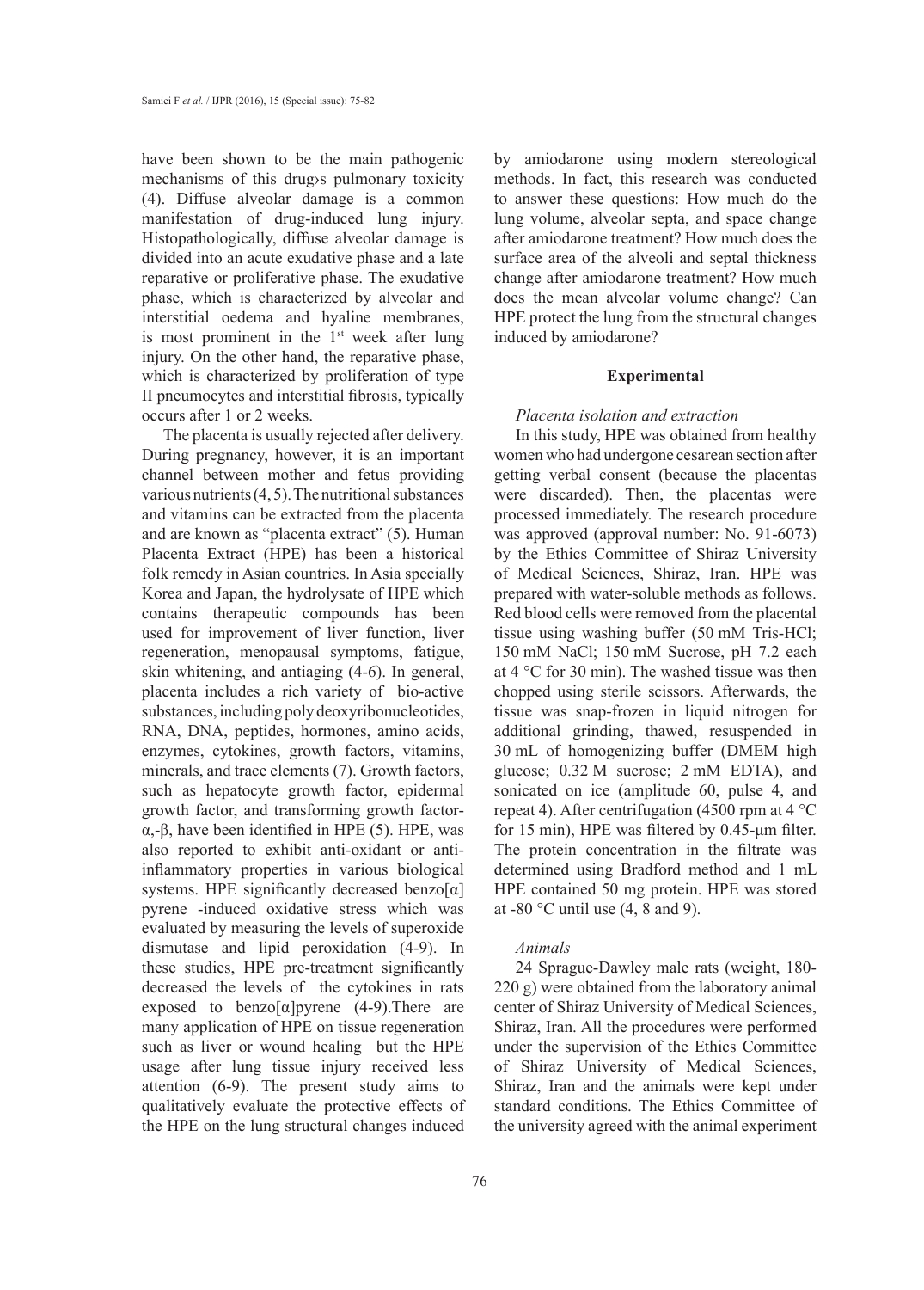have been shown to be the main pathogenic mechanisms of this drug›s pulmonary toxicity (4). Diffuse alveolar damage is a common manifestation of drug-induced lung injury. Histopathologically, diffuse alveolar damage is divided into an acute exudative phase and a late reparative or proliferative phase. The exudative phase, which is characterized by alveolar and interstitial oedema and hyaline membranes, is most prominent in the 1[st] week after lung injury. On the other hand, the reparative phase, which is characterized by proliferation of type II pneumocytes and interstitial fibrosis, typically occurs after 1 or 2 weeks.

The placenta is usually rejected after delivery. During pregnancy, however, it is an important channel between mother and fetus providing various nutrients (4, 5). The nutritional substances and vitamins can be extracted from the placenta and are known as "placenta extract" (5). Human Placenta Extract (HPE) has been a historical folk remedy in Asian countries. In Asia specially Korea and Japan, the hydrolysate of HPE which contains therapeutic compounds has been used for improvement of liver function, liver regeneration, menopausal symptoms, fatigue, skin whitening, and antiaging (4-6). In general, placenta includes a rich variety of bio-active substances, including poly deoxyribonucleotides, RNA, DNA, peptides, hormones, amino acids, enzymes, cytokines, growth factors, vitamins, minerals, and trace elements (7). Growth factors, such as hepatocyte growth factor, epidermal growth factor, and transforming growth factor-α,-β, have been identified in HPE (5). HPE, was also reported to exhibit anti-oxidant or anti-inflammatory properties in various biological systems. HPE significantly decreased benzo[α] pyrene -induced oxidative stress which was evaluated by measuring the levels of superoxide dismutase and lipid peroxidation (4-9). In these studies, HPE pre-treatment significantly decreased the levels of the cytokines in rats exposed to benzo[α]pyrene (4-9).There are many application of HPE on tissue regeneration such as liver or wound healing but the HPE usage after lung tissue injury received less attention (6-9). The present study aims to qualitatively evaluate the protective effects of the HPE on the lung structural changes induced by amiodarone using modern stereological methods. In fact, this research was conducted to answer these questions: How much do the lung volume, alveolar septa, and space change after amiodarone treatment? How much does the surface area of the alveoli and septal thickness change after amiodarone treatment? How much does the mean alveolar volume change? Can HPE protect the lung from the structural changes induced by amiodarone?

## Experimental

### *Placenta isolation and extraction*

In this study, HPE was obtained from healthy women who had undergone cesarean section after getting verbal consent (because the placentas were discarded). Then, the placentas were processed immediately. The research procedure was approved (approval number: No. 91-6073) by the Ethics Committee of Shiraz University of Medical Sciences, Shiraz, Iran. HPE was prepared with water-soluble methods as follows. Red blood cells were removed from the placental tissue using washing buffer (50 mM Tris-HCl; 150 mM NaCl; 150 mM Sucrose, pH 7.2 each at 4 °C for 30 min). The washed tissue was then chopped using sterile scissors. Afterwards, the tissue was snap-frozen in liquid nitrogen for additional grinding, thawed, resuspended in 30 mL of homogenizing buffer (DMEM high glucose; 0.32 M sucrose; 2 mM EDTA), and sonicated on ice (amplitude 60, pulse 4, and repeat 4). After centrifugation (4500 rpm at 4 °C for 15 min), HPE was filtered by 0.45-µm filter. The protein concentration in the filtrate was determined using Bradford method and 1 mL HPE contained 50 mg protein. HPE was stored at -80 °C until use (4, 8 and 9).

### *Animals*

24 Sprague-Dawley male rats (weight, 180-220 g) were obtained from the laboratory animal center of Shiraz University of Medical Sciences, Shiraz, Iran. All the procedures were performed under the supervision of the Ethics Committee of Shiraz University of Medical Sciences, Shiraz, Iran and the animals were kept under standard conditions. The Ethics Committee of the university agreed with the animal experiment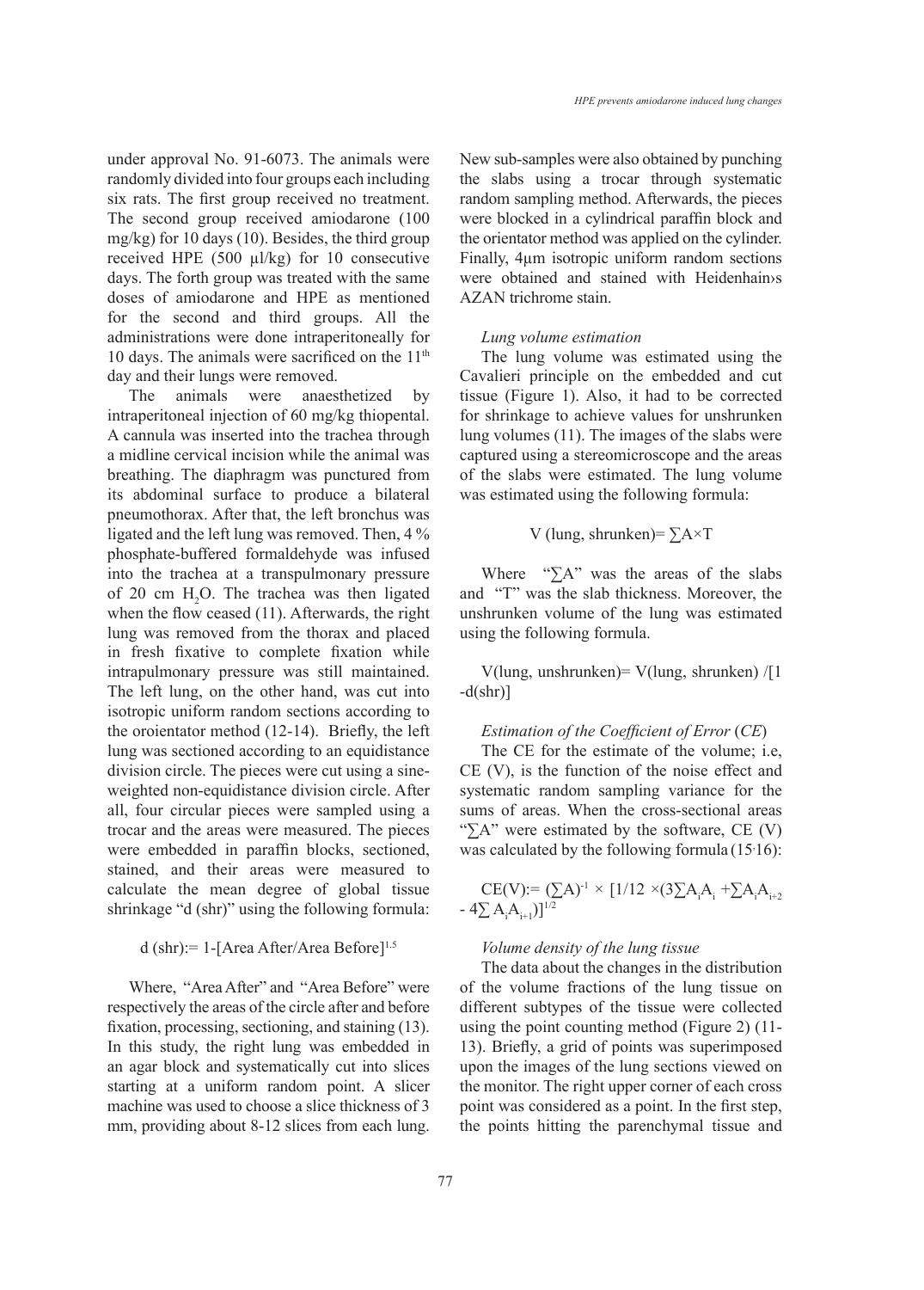under approval No. 91-6073. The animals were randomly divided into four groups each including six rats. The first group received no treatment. The second group received amiodarone (100 mg/kg) for 10 days (10). Besides, the third group received HPE (500 µl/kg) for 10 consecutive days. The forth group was treated with the same doses of amiodarone and HPE as mentioned for the second and third groups. All the administrations were done intraperitoneally for 10 days. The animals were sacrificed on the 11th day and their lungs were removed.

The animals were anaesthetized by intraperitoneal injection of 60 mg/kg thiopental. A cannula was inserted into the trachea through a midline cervical incision while the animal was breathing. The diaphragm was punctured from its abdominal surface to produce a bilateral pneumothorax. After that, the left bronchus was ligated and the left lung was removed. Then, 4 % phosphate-buffered formaldehyde was infused into the trachea at a transpulmonary pressure of 20 cm $H_2O$. The trachea was then ligated when the flow ceased (11). Afterwards, the right lung was removed from the thorax and placed in fresh fixative to complete fixation while intrapulmonary pressure was still maintained. The left lung, on the other hand, was cut into isotropic uniform random sections according to the oroientator method (12-14). Briefly, the left lung was sectioned according to an equidistance division circle. The pieces were cut using a sine-weighted non-equidistance division circle. After all, four circular pieces were sampled using a trocar and the areas were measured. The pieces were embedded in paraffin blocks, sectioned, stained, and their areas were measured to calculate the mean degree of global tissue shrinkage "d (shr)" using the following formula:

$$d\,(shr) := 1-[\text{Area After}/\text{Area Before}]^{1.5}$$

Where, "Area After" and "Area Before" were respectively the areas of the circle after and before fixation, processing, sectioning, and staining (13). In this study, the right lung was embedded in an agar block and systematically cut into slices starting at a uniform random point. A slicer machine was used to choose a slice thickness of 3 mm, providing about 8-12 slices from each lung. New sub-samples were also obtained by punching the slabs using a trocar through systematic random sampling method. Afterwards, the pieces were blocked in a cylindrical paraffin block and the orientator method was applied on the cylinder. Finally, 4µm isotropic uniform random sections were obtained and stained with Heidenhain›s AZAN trichrome stain.

*Lung volume estimation*

The lung volume was estimated using the Cavalieri principle on the embedded and cut tissue (Figure 1). Also, it had to be corrected for shrinkage to achieve values for unshrunken lung volumes (11). The images of the slabs were captured using a stereomicroscope and the areas of the slabs were estimated. The lung volume was estimated using the following formula:

$$V\,(\text{lung, shrunken}) = \sum A \times T$$

Where "$\sum A$" was the areas of the slabs and "T" was the slab thickness. Moreover, the unshrunken volume of the lung was estimated using the following formula.

$$V(\text{lung, unshrunken}) = V(\text{lung, shrunken}) / [1 - d(shr)]$$

*Estimation of the Coefficient of Error* (*CE*)

The CE for the estimate of the volume; i.e, CE (V), is the function of the noise effect and systematic random sampling variance for the sums of areas. When the cross-sectional areas "$\sum A$" were estimated by the software, CE (V) was calculated by the following formula (15,16):

$$CE(V) := (\sum A)^{-1} \times [1/12 \times (3\sum A_i A_i + \sum A_i A_{i+2} - 4\sum A_i A_{i+1})]^{1/2}$$

*Volume density of the lung tissue*

The data about the changes in the distribution of the volume fractions of the lung tissue on different subtypes of the tissue were collected using the point counting method (Figure 2) (11-13). Briefly, a grid of points was superimposed upon the images of the lung sections viewed on the monitor. The right upper corner of each cross point was considered as a point. In the first step, the points hitting the parenchymal tissue and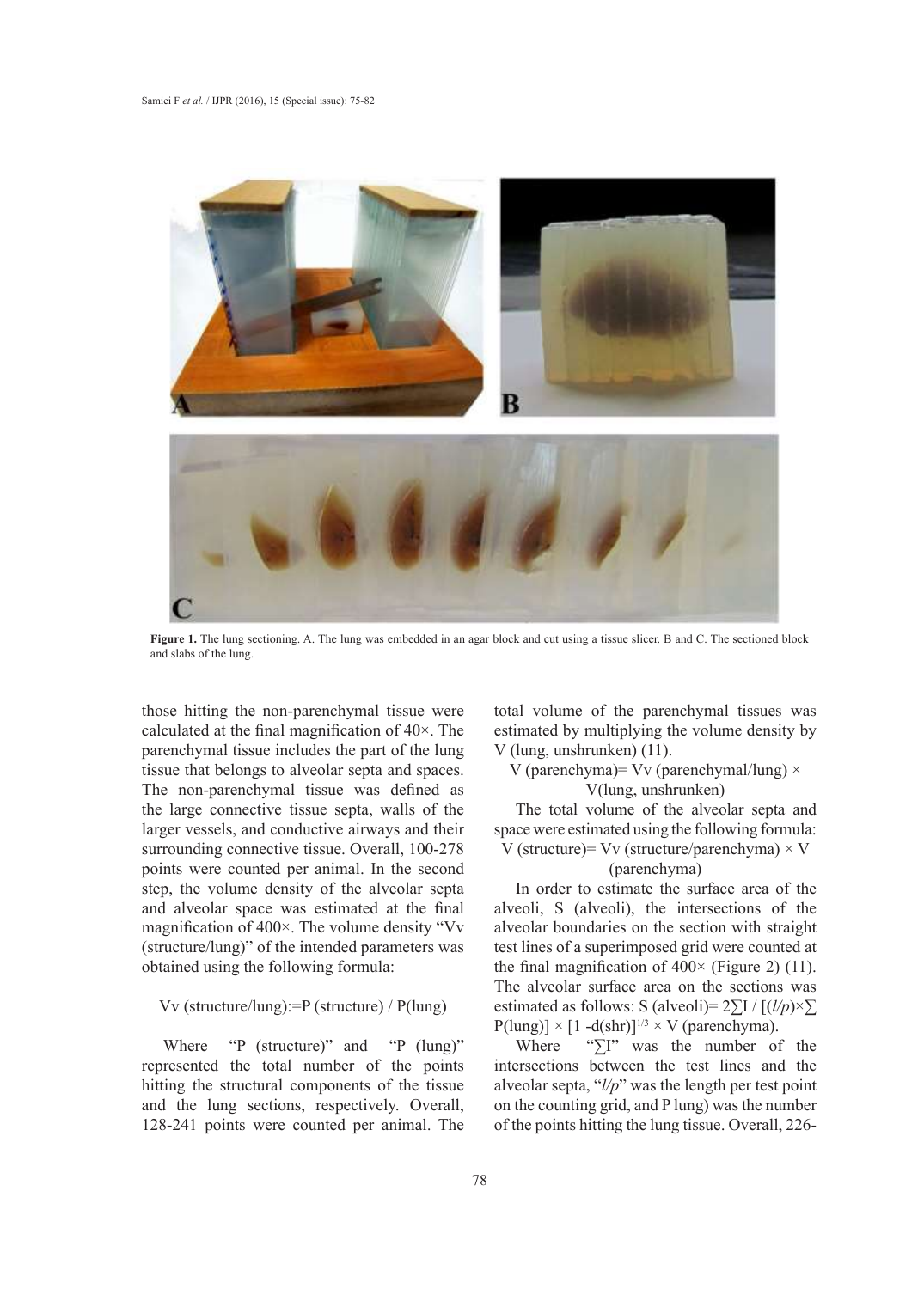**Figure 1.** The lung sectioning. A. The lung was embedded in an agar block and cut using a tissue slicer. B and C. The sectioned block and slabs of the lung.

those hitting the non-parenchymal tissue were calculated at the final magnification of 40×. The parenchymal tissue includes the part of the lung tissue that belongs to alveolar septa and spaces. The non-parenchymal tissue was defined as the large connective tissue septa, walls of the larger vessels, and conductive airways and their surrounding connective tissue. Overall, 100-278 points were counted per animal. In the second step, the volume density of the alveolar septa and alveolar space was estimated at the final magnification of 400×. The volume density "Vv (structure/lung)" of the intended parameters was obtained using the following formula:

$$V_v \text{ (structure/lung)} := P \text{ (structure)} / P\text{(lung)}$$

Where "P (structure)" and "P (lung)" represented the total number of the points hitting the structural components of the tissue and the lung sections, respectively. Overall, 128-241 points were counted per animal. The total volume of the parenchymal tissues was estimated by multiplying the volume density by V (lung, unshrunken) (11).

$$V \text{ (parenchyma)} = V_v \text{ (parenchymal/lung)} \times V\text{(lung, unshrunken)}$$

The total volume of the alveolar septa and space were estimated using the following formula:

$$V \text{ (structure)} = V_v \text{ (structure/parenchyma)} \times V \text{ (parenchyma)}$$

In order to estimate the surface area of the alveoli, S (alveoli), the intersections of the alveolar boundaries on the section with straight test lines of a superimposed grid were counted at the final magnification of 400× (Figure 2) (11). The alveolar surface area on the sections was estimated as follows: $S \text{ (alveoli)} = 2\sum I / [(l/p)\times\sum P\text{(lung)}] \times [1 - d\text{(shr)}]^{1/3} \times V \text{ (parenchyma)}$.

Where "$\sum I$" was the number of the intersections between the test lines and the alveolar septa, "$l/p$" was the length per test point on the counting grid, and P lung) was the number of the points hitting the lung tissue. Overall, 226-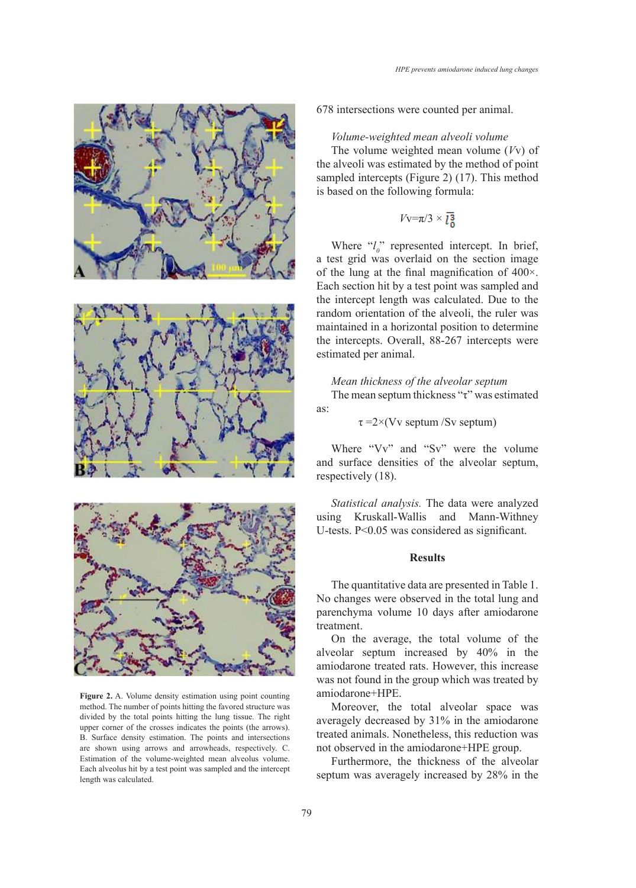Figure 2. A. Volume density estimation using point counting method. The number of points hitting the favored structure was divided by the total points hitting the lung tissue. The right upper corner of the crosses indicates the points (the arrows). B. Surface density estimation. The points and intersections are shown using arrows and arrowheads, respectively. C. Estimation of the volume-weighted mean alveolus volume. Each alveolus hit by a test point was sampled and the intercept length was calculated.

678 intersections were counted per animal.

*Volume-weighted mean alveoli volume*

The volume weighted mean volume ($V$v) of the alveoli was estimated by the method of point sampled intercepts (Figure 2) (17). This method is based on the following formula:

$$V\text{v}=\pi/3 \times \overline{l_0^3}$$

Where "$l_0$" represented intercept. In brief, a test grid was overlaid on the section image of the lung at the final magnification of 400×. Each section hit by a test point was sampled and the intercept length was calculated. Due to the random orientation of the alveoli, the ruler was maintained in a horizontal position to determine the intercepts. Overall, 88-267 intercepts were estimated per animal.

*Mean thickness of the alveolar septum*

The mean septum thickness "τ" was estimated as:

$$\tau = 2\times(\text{Vv septum} / \text{Sv septum})$$

Where "Vv" and "Sv" were the volume and surface densities of the alveolar septum, respectively (18).

*Statistical analysis.* The data were analyzed using Kruskall-Wallis and Mann-Withney U-tests. $P<0.05$ was considered as significant.

## Results

The quantitative data are presented in Table 1. No changes were observed in the total lung and parenchyma volume 10 days after amiodarone treatment.

On the average, the total volume of the alveolar septum increased by 40% in the amiodarone treated rats. However, this increase was not found in the group which was treated by amiodarone+HPE.

Moreover, the total alveolar space was averagely decreased by 31% in the amiodarone treated animals. Nonetheless, this reduction was not observed in the amiodarone+HPE group.

Furthermore, the thickness of the alveolar septum was averagely increased by 28% in the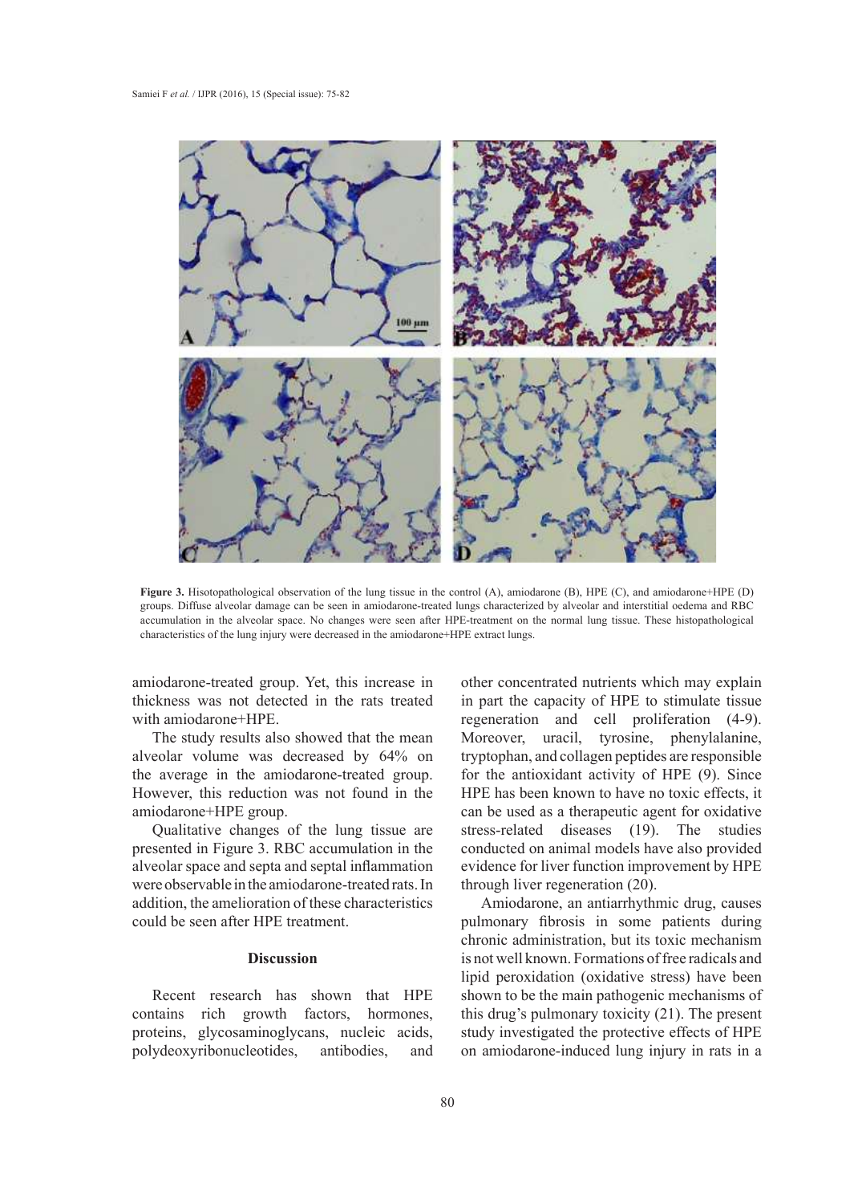**Figure 3.** Hisotopathological observation of the lung tissue in the control (A), amiodarone (B), HPE (C), and amiodarone+HPE (D) groups. Diffuse alveolar damage can be seen in amiodarone-treated lungs characterized by alveolar and interstitial oedema and RBC accumulation in the alveolar space. No changes were seen after HPE-treatment on the normal lung tissue. These histopathological characteristics of the lung injury were decreased in the amiodarone+HPE extract lungs.

amiodarone-treated group. Yet, this increase in thickness was not detected in the rats treated with amiodarone+HPE.

The study results also showed that the mean alveolar volume was decreased by 64% on the average in the amiodarone-treated group. However, this reduction was not found in the amiodarone+HPE group.

Qualitative changes of the lung tissue are presented in Figure 3. RBC accumulation in the alveolar space and septa and septal inflammation were observable in the amiodarone-treated rats. In addition, the amelioration of these characteristics could be seen after HPE treatment.

## Discussion

Recent research has shown that HPE contains rich growth factors, hormones, proteins, glycosaminoglycans, nucleic acids, polydeoxyribonucleotides, antibodies, and other concentrated nutrients which may explain in part the capacity of HPE to stimulate tissue regeneration and cell proliferation (4-9). Moreover, uracil, tyrosine, phenylalanine, tryptophan, and collagen peptides are responsible for the antioxidant activity of HPE (9). Since HPE has been known to have no toxic effects, it can be used as a therapeutic agent for oxidative stress-related diseases (19). The studies conducted on animal models have also provided evidence for liver function improvement by HPE through liver regeneration (20).

Amiodarone, an antiarrhythmic drug, causes pulmonary fibrosis in some patients during chronic administration, but its toxic mechanism is not well known. Formations of free radicals and lipid peroxidation (oxidative stress) have been shown to be the main pathogenic mechanisms of this drug's pulmonary toxicity (21). The present study investigated the protective effects of HPE on amiodarone-induced lung injury in rats in a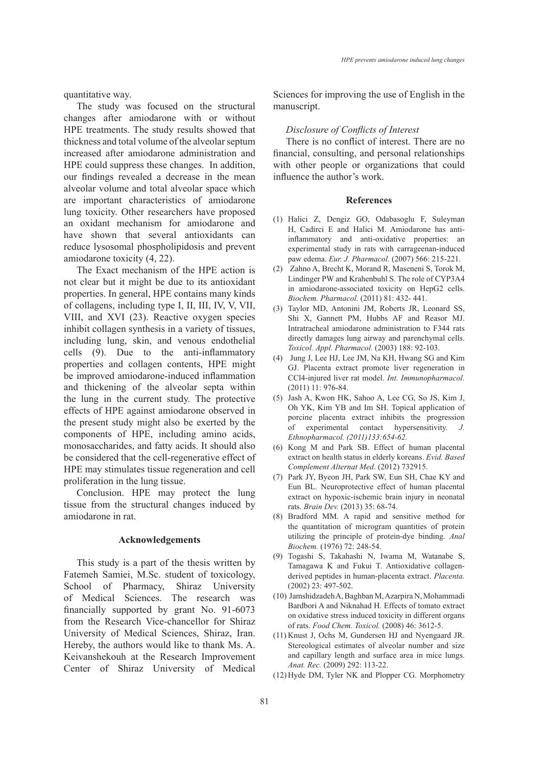quantitative way.

The study was focused on the structural changes after amiodarone with or without HPE treatments. The study results showed that thickness and total volume of the alveolar septum increased after amiodarone administration and HPE could suppress these changes. In addition, our findings revealed a decrease in the mean alveolar volume and total alveolar space which are important characteristics of amiodarone lung toxicity. Other researchers have proposed an oxidant mechanism for amiodarone and have shown that several antioxidants can reduce lysosomal phospholipidosis and prevent amiodarone toxicity (4, 22).

The Exact mechanism of the HPE action is not clear but it might be due to its antioxidant properties. In general, HPE contains many kinds of collagens, including type I, II, III, IV, V, VII, VIII, and XVI (23). Reactive oxygen species inhibit collagen synthesis in a variety of tissues, including lung, skin, and venous endothelial cells (9). Due to the anti-inflammatory properties and collagen contents, HPE might be improved amiodarone-induced inflammation and thickening of the alveolar septa within the lung in the current study. The protective effects of HPE against amiodarone observed in the present study might also be exerted by the components of HPE, including amino acids, monosaccharides, and fatty acids. It should also be considered that the cell-regenerative effect of HPE may stimulates tissue regeneration and cell proliferation in the lung tissue.

Conclusion. HPE may protect the lung tissue from the structural changes induced by amiodarone in rat.

## Acknowledgements

This study is a part of the thesis written by Fatemeh Samiei, M.Sc. student of toxicology, School of Pharmacy, Shiraz University of Medical Sciences. The research was financially supported by grant No. 91-6073 from the Research Vice-chancellor for Shiraz University of Medical Sciences, Shiraz, Iran. Hereby, the authors would like to thank Ms. A. Keivanshekouh at the Research Improvement Center of Shiraz University of Medical Sciences for improving the use of English in the manuscript.

### *Disclosure of Conflicts of Interest*

There is no conflict of interest. There are no financial, consulting, and personal relationships with other people or organizations that could influence the author's work.

## References

(1) Halici Z, Dengiz GO, Odabasoglu F, Suleyman H, Cadirci E and Halici M. Amiodarone has anti-inflammatory and anti-oxidative properties: an experimental study in rats with carrageenan-induced paw edema. *Eur. J. Pharmacol.* (2007) 566: 215-221.

(2) Zahno A, Brecht K, Morand R, Maseneni S, Torok M, Lindinger PW and Krahenbuhl S. The role of CYP3A4 in amiodarone-associated toxicity on HepG2 cells. *Biochem. Pharmacol.* (2011) 81: 432- 441.

(3) Taylor MD, Antonini JM, Roberts JR, Leonard SS, Shi X, Gannett PM, Hubbs AF and Reasor MJ. Intratracheal amiodarone administration to F344 rats directly damages lung airway and parenchymal cells. *Toxicol. Appl. Pharmacol.* (2003) 188: 92-103.

(4) Jung J, Lee HJ, Lee JM, Na KH, Hwang SG and Kim GJ. Placenta extract promote liver regeneration in CCl4-injured liver rat model. *Int. Immunopharmacol.* (2011) 11: 976-84.

(5) Jash A, Kwon HK, Sahoo A, Lee CG, So JS, Kim J, Oh YK, Kim YB and Im SH. Topical application of porcine placenta extract inhibits the progression of experimental contact hypersensitivity. *J. Ethnopharmacol. (2011)133:654-62.*

(6) Kong M and Park SB. Effect of human placental extract on health status in elderly koreans. *Evid. Based Complement Alternat Med*. (2012) 732915.

(7) Park JY, Byeon JH, Park SW, Eun SH, Chae KY and Eun BL. Neuroprotective effect of human placental extract on hypoxic-ischemic brain injury in neonatal rats. *Brain Dev.* (2013) 35: 68-74.

(8) Bradford MM. A rapid and sensitive method for the quantitation of microgram quantities of protein utilizing the principle of protein-dye binding. *Anal Biochem.* (1976) 72: 248-54.

(9) Togashi S, Takahashi N, Iwama M, Watanabe S, Tamagawa K and Fukui T. Antioxidative collagen-derived peptides in human-placenta extract. *Placenta.* (2002) 23: 497-502.

(10) Jamshidzadeh A, Baghban M, Azarpira N, Mohammadi Bardbori A and Niknahad H. Effects of tomato extract on oxidative stress induced toxicity in different organs of rats. *Food Chem. Toxicol.* (2008) 46: 3612-5.

(11) Knust J, Ochs M, Gundersen HJ and Nyengaard JR. Stereological estimates of alveolar number and size and capillary length and surface area in mice lungs. *Anat. Rec.* (2009) 292: 113-22.

(12) Hyde DM, Tyler NK and Plopper CG. Morphometry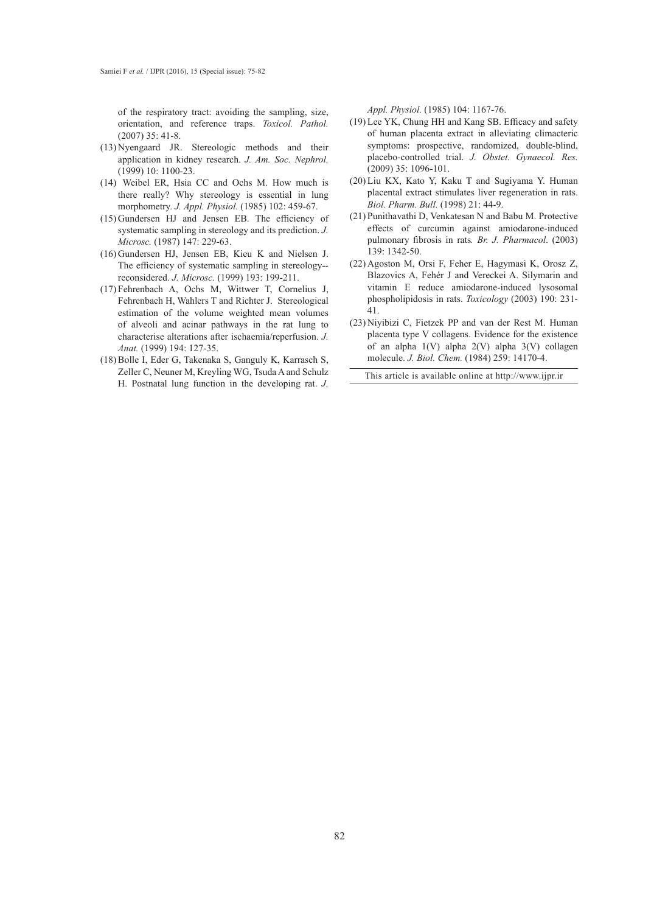of the respiratory tract: avoiding the sampling, size, orientation, and reference traps. *Toxicol. Pathol.* (2007) 35: 41-8.

(13) Nyengaard JR. Stereologic methods and their application in kidney research. *J. Am. Soc. Nephrol.* (1999) 10: 1100-23.

(14) Weibel ER, Hsia CC and Ochs M. How much is there really? Why stereology is essential in lung morphometry. *J. Appl. Physiol.* (1985) 102: 459-67.

(15) Gundersen HJ and Jensen EB. The efficiency of systematic sampling in stereology and its prediction. *J. Microsc.* (1987) 147: 229-63.

(16) Gundersen HJ, Jensen EB, Kieu K and Nielsen J. The efficiency of systematic sampling in stereology--reconsidered. *J. Microsc.* (1999) 193: 199-211.

(17) Fehrenbach A, Ochs M, Wittwer T, Cornelius J, Fehrenbach H, Wahlers T and Richter J. Stereological estimation of the volume weighted mean volumes of alveoli and acinar pathways in the rat lung to characterise alterations after ischaemia/reperfusion. *J. Anat.* (1999) 194: 127-35.

(18) Bolle I, Eder G, Takenaka S, Ganguly K, Karrasch S, Zeller C, Neuner M, Kreyling WG, Tsuda A and Schulz H. Postnatal lung function in the developing rat. *J. Appl. Physiol.* (1985) 104: 1167-76.

(19) Lee YK, Chung HH and Kang SB. Efficacy and safety of human placenta extract in alleviating climacteric symptoms: prospective, randomized, double-blind, placebo-controlled trial. *J. Obstet. Gynaecol. Res.* (2009) 35: 1096-101.

(20) Liu KX, Kato Y, Kaku T and Sugiyama Y. Human placental extract stimulates liver regeneration in rats. *Biol. Pharm. Bull.* (1998) 21: 44-9.

(21) Punithavathi D, Venkatesan N and Babu M. Protective effects of curcumin against amiodarone-induced pulmonary fibrosis in rats*. Br. J. Pharmacol*. (2003) 139: 1342-50.

(22) Agoston M, Orsi F, Feher E, Hagymasi K, Orosz Z, Blazovics A, Fehér J and Vereckei A. Silymarin and vitamin E reduce amiodarone-induced lysosomal phospholipidosis in rats. *Toxicology* (2003) 190: 231-41.

(23) Niyibizi C, Fietzek PP and van der Rest M. Human placenta type V collagens. Evidence for the existence of an alpha 1(V) alpha 2(V) alpha 3(V) collagen molecule. *J. Biol. Chem.* (1984) 259: 14170-4.

This article is available online at http://www.ijpr.ir